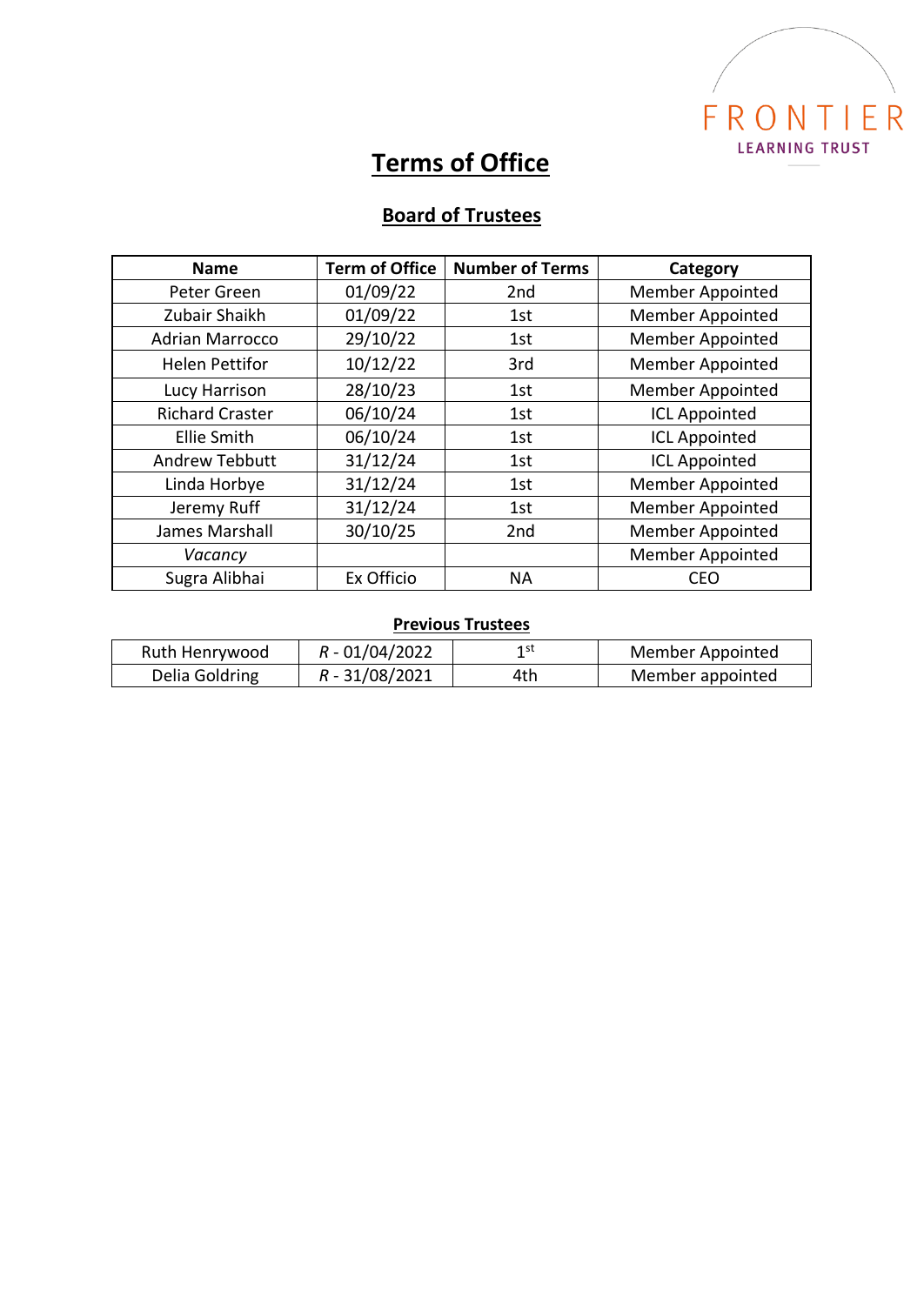# Terms of Office

## Board of Trustees

| Name | Term of Office | Number of Terms | Category |
|---|---|---|---|
| Peter Green | 01/09/22 | 2nd | Member Appointed |
| Zubair Shaikh | 01/09/22 | 1st | Member Appointed |
| Adrian Marrocco | 29/10/22 | 1st | Member Appointed |
| Helen Pettifor | 10/12/22 | 3rd | Member Appointed |
| Lucy Harrison | 28/10/23 | 1st | Member Appointed |
| Richard Craster | 06/10/24 | 1st | ICL Appointed |
| Ellie Smith | 06/10/24 | 1st | ICL Appointed |
| Andrew Tebbutt | 31/12/24 | 1st | ICL Appointed |
| Linda Horbye | 31/12/24 | 1st | Member Appointed |
| Jeremy Ruff | 31/12/24 | 1st | Member Appointed |
| James Marshall | 30/10/25 | 2nd | Member Appointed |
| *Vacancy* | | | Member Appointed |
| Sugra Alibhai | Ex Officio | NA | CEO |

**Previous Trustees**

| Name | Term of Office | Number of Terms | Category |
|---|---|---|---|
| Ruth Henrywood | *R* - 01/04/2022 | 1st | Member Appointed |
| Delia Goldring | *R* - 31/08/2021 | 4th | Member appointed |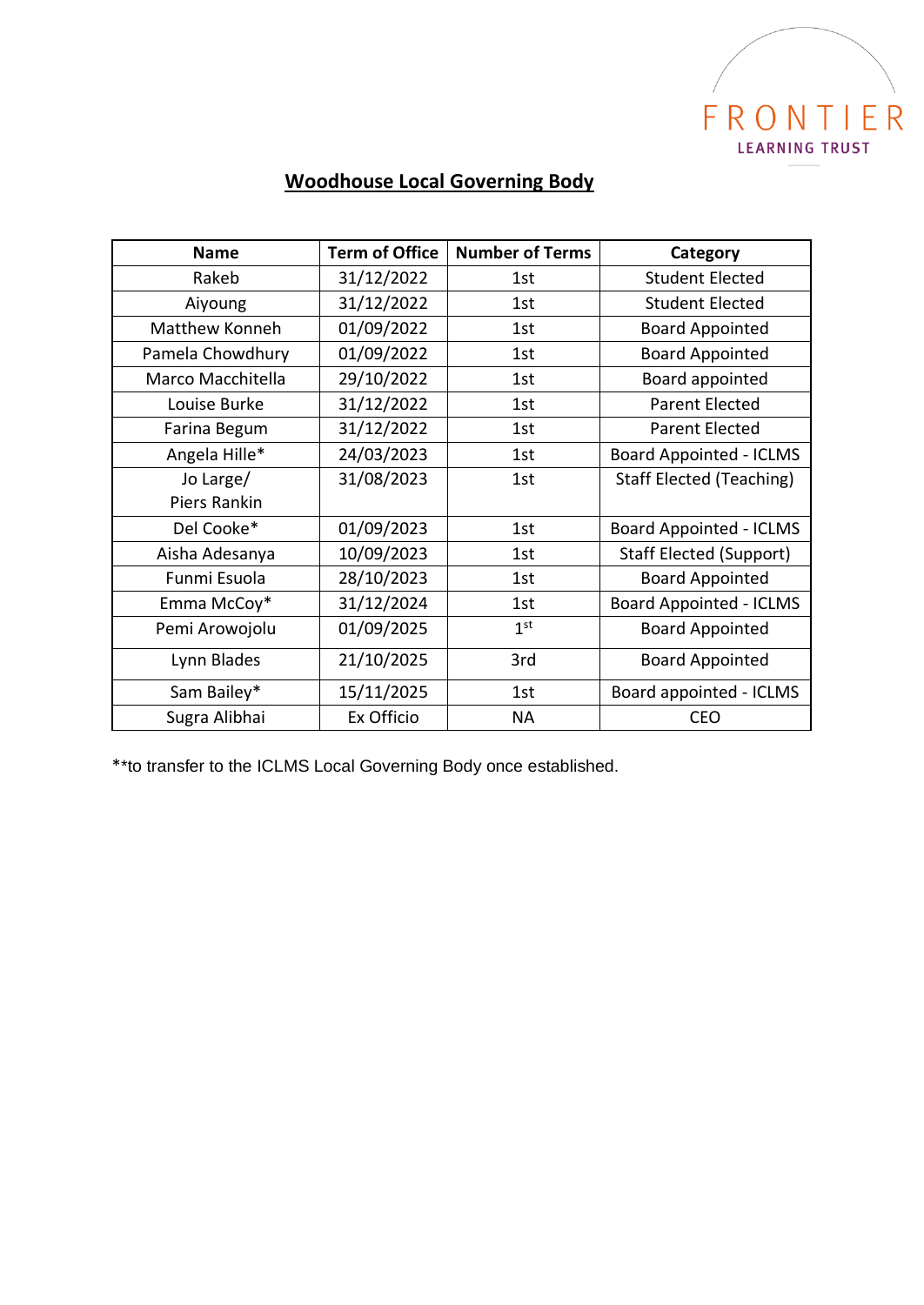FRONTIER
LEARNING TRUST

## Woodhouse Local Governing Body

| Name | Term of Office | Number of Terms | Category |
|---|---|---|---|
| Rakeb | 31/12/2022 | 1st | Student Elected |
| Aiyoung | 31/12/2022 | 1st | Student Elected |
| Matthew Konneh | 01/09/2022 | 1st | Board Appointed |
| Pamela Chowdhury | 01/09/2022 | 1st | Board Appointed |
| Marco Macchitella | 29/10/2022 | 1st | Board appointed |
| Louise Burke | 31/12/2022 | 1st | Parent Elected |
| Farina Begum | 31/12/2022 | 1st | Parent Elected |
| Angela Hille* | 24/03/2023 | 1st | Board Appointed - ICLMS |
| Jo Large/ Piers Rankin | 31/08/2023 | 1st | Staff Elected (Teaching) |
| Del Cooke* | 01/09/2023 | 1st | Board Appointed - ICLMS |
| Aisha Adesanya | 10/09/2023 | 1st | Staff Elected (Support) |
| Funmi Esuola | 28/10/2023 | 1st | Board Appointed |
| Emma McCoy* | 31/12/2024 | 1st | Board Appointed - ICLMS |
| Pemi Arowojolu | 01/09/2025 | 1st | Board Appointed |
| Lynn Blades | 21/10/2025 | 3rd | Board Appointed |
| Sam Bailey* | 15/11/2025 | 1st | Board appointed - ICLMS |
| Sugra Alibhai | Ex Officio | NA | CEO |

**to transfer to the ICLMS Local Governing Body once established.